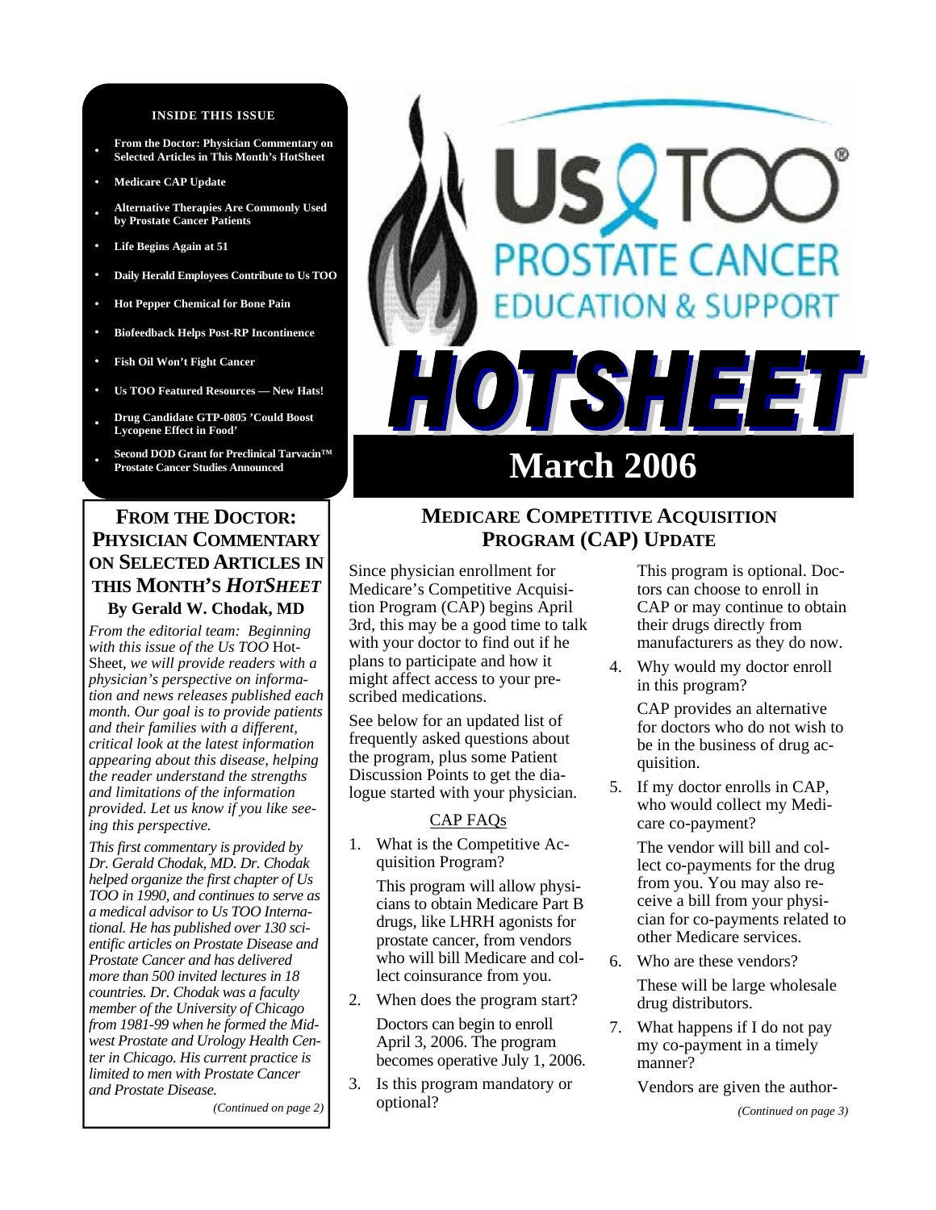# Us TOO PROSTATE CANCER EDUCATION & SUPPORT

# HOTSHEET

## March 2006

**INSIDE THIS ISSUE**

- **From the Doctor: Physician Commentary on Selected Articles in This Month's HotSheet**
- **Medicare CAP Update**
- **Alternative Therapies Are Commonly Used by Prostate Cancer Patients**
- **Life Begins Again at 51**
- **Daily Herald Employees Contribute to Us TOO**
- **Hot Pepper Chemical for Bone Pain**
- **Biofeedback Helps Post-RP Incontinence**
- **Fish Oil Won't Fight Cancer**
- **Us TOO Featured Resources — New Hats!**
- **Drug Candidate GTP-0805 'Could Boost Lycopene Effect in Food'**
- **Second DOD Grant for Preclinical Tarvacin™ Prostate Cancer Studies Announced**

## FROM THE DOCTOR: PHYSICIAN COMMENTARY ON SELECTED ARTICLES IN THIS MONTH'S *HOTSHEET*

**By Gerald W. Chodak, MD**

*From the editorial team: Beginning with this issue of the Us TOO* Hot-Sheet*, we will provide readers with a physician's perspective on information and news releases published each month. Our goal is to provide patients and their families with a different, critical look at the latest information appearing about this disease, helping the reader understand the strengths and limitations of the information provided. Let us know if you like seeing this perspective.*

*This first commentary is provided by Dr. Gerald Chodak, MD. Dr. Chodak helped organize the first chapter of Us TOO in 1990, and continues to serve as a medical advisor to Us TOO International. He has published over 130 scientific articles on Prostate Disease and Prostate Cancer and has delivered more than 500 invited lectures in 18 countries. Dr. Chodak was a faculty member of the University of Chicago from 1981-99 when he formed the Midwest Prostate and Urology Health Center in Chicago. His current practice is limited to men with Prostate Cancer and Prostate Disease.*

*(Continued on page 2)*

## MEDICARE COMPETITIVE ACQUISITION PROGRAM (CAP) UPDATE

Since physician enrollment for Medicare's Competitive Acquisition Program (CAP) begins April 3rd, this may be a good time to talk with your doctor to find out if he plans to participate and how it might affect access to your prescribed medications.

See below for an updated list of frequently asked questions about the program, plus some Patient Discussion Points to get the dialogue started with your physician.

CAP FAQs

1. What is the Competitive Acquisition Program?

   This program will allow physicians to obtain Medicare Part B drugs, like LHRH agonists for prostate cancer, from vendors who will bill Medicare and collect coinsurance from you.

2. When does the program start?

   Doctors can begin to enroll April 3, 2006. The program becomes operative July 1, 2006.

3. Is this program mandatory or optional?

   This program is optional. Doctors can choose to enroll in CAP or may continue to obtain their drugs directly from manufacturers as they do now.

4. Why would my doctor enroll in this program?

   CAP provides an alternative for doctors who do not wish to be in the business of drug acquisition.

5. If my doctor enrolls in CAP, who would collect my Medicare co-payment?

   The vendor will bill and collect co-payments for the drug from you. You may also receive a bill from your physician for co-payments related to other Medicare services.

6. Who are these vendors?

   These will be large wholesale drug distributors.

7. What happens if I do not pay my co-payment in a timely manner?

   Vendors are given the author-

*(Continued on page 3)*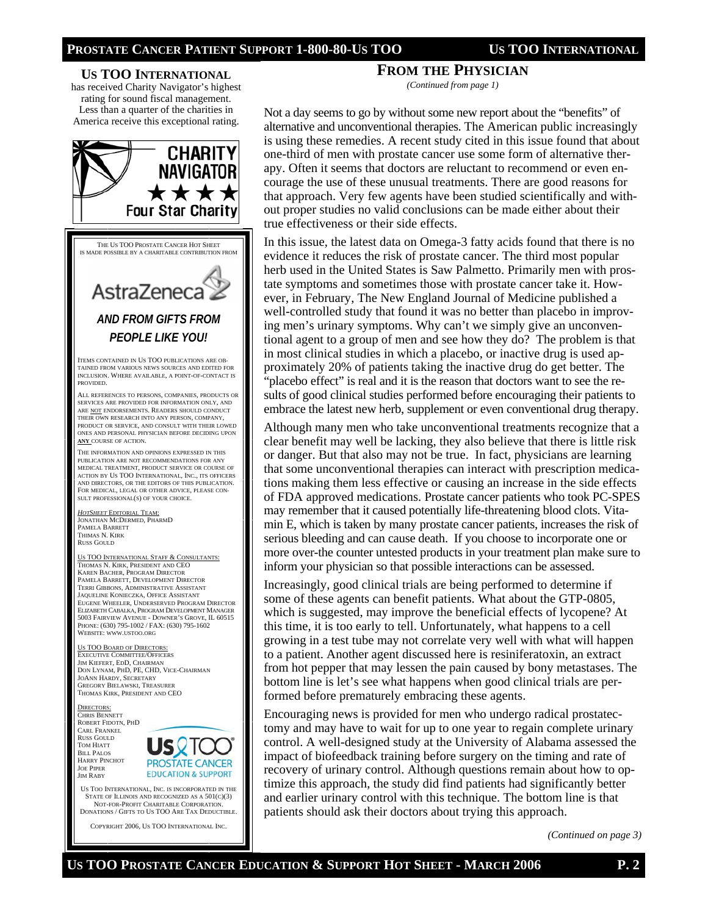## US TOO INTERNATIONAL

has received Charity Navigator's highest rating for sound fiscal management. Less than a quarter of the charities in America receive this exceptional rating.

CHARITY NAVIGATOR ★★★★ Four Star Charity

THE US TOO PROSTATE CANCER HOT SHEET IS MADE POSSIBLE BY A CHARITABLE CONTRIBUTION FROM

AstraZeneca

***AND FROM GIFTS FROM PEOPLE LIKE YOU!***

ITEMS CONTAINED IN US TOO PUBLICATIONS ARE OBTAINED FROM VARIOUS NEWS SOURCES AND EDITED FOR INCLUSION. WHERE AVAILABLE, A POINT-OF-CONTACT IS PROVIDED.

ALL REFERENCES TO PERSONS, COMPANIES, PRODUCTS OR SERVICES ARE PROVIDED FOR INFORMATION ONLY, AND ARE NOT ENDORSEMENTS. READERS SHOULD CONDUCT THEIR OWN RESEARCH INTO ANY PERSON, COMPANY, PRODUCT OR SERVICE, AND CONSULT WITH THEIR LOWED ONES AND PERSONAL PHYSICIAN BEFORE DECIDING UPON **ANY** COURSE OF ACTION.

THE INFORMATION AND OPINIONS EXPRESSED IN THIS PUBLICATION ARE NOT RECOMMENDATIONS FOR ANY MEDICAL TREATMENT, PRODUCT SERVICE OR COURSE OF ACTION BY US TOO INTERNATIONAL, INC., ITS OFFICERS AND DIRECTORS, OR THE EDITORS OF THIS PUBLICATION. FOR MEDICAL, LEGAL OR OTHER ADVICE, PLEASE CONSULT PROFESSIONAL(S) OF YOUR CHOICE.

*HOTSHEET* EDITORIAL TEAM:
JONATHAN MCDERMED, PHARMD
PAMELA BARRETT
THOMAS N. KIRK
RUSS GOULD

US TOO INTERNATIONAL STAFF & CONSULTANTS:
THOMAS N. KIRK, PRESIDENT AND CEO
KAREN BACHER, PROGRAM DIRECTOR
PAMELA BARRETT, DEVELOPMENT DIRECTOR
TERRI GIBBONS, ADMINISTRATIVE ASSISTANT
JAQUELINE KONIECZKA, OFFICE ASSISTANT
EUGENE WHEELER, UNDERSERVED PROGRAM DIRECTOR
ELIZABETH CABALKA, PROGRAM DEVELOPMENT MANAGER
5003 FAIRVIEW AVENUE - DOWNER'S GROVE, IL 60515
PHONE: (630) 795-1002 / FAX: (630) 795-1602
WEBSITE: WWW.USTOO.ORG

US TOO BOARD OF DIRECTORS:
EXECUTIVE COMMITTEE/OFFICERS
JIM KIEFERT, EDD, CHAIRMAN
DON LYNAM, PHD, PE, CHD, VICE-CHAIRMAN
JOANN HARDY, SECRETARY
GREGORY BIELAWSKI, TREASURER
THOMAS KIRK, PRESIDENT AND CEO

DIRECTORS:
CHRIS BENNETT
ROBERT FIDOTN, PHD
CARL FRANKEL
RUSS GOULD
TOM HIATT
BILL PALOS
HARRY PINCHOT
JOE PIPER
JIM RABY

Us TOO PROSTATE CANCER EDUCATION & SUPPORT

US TOO INTERNATIONAL, INC. IS INCORPORATED IN THE STATE OF ILLINOIS AND RECOGNIZED AS A 501(C)(3) NOT-FOR-PROFIT CHARITABLE CORPORATION. DONATIONS / GIFTS TO US TOO ARE TAX DEDUCTIBLE.

COPYRIGHT 2006, US TOO INTERNATIONAL INC.

## FROM THE PHYSICIAN

*(Continued from page 1)*

Not a day seems to go by without some new report about the "benefits" of alternative and unconventional therapies. The American public increasingly is using these remedies. A recent study cited in this issue found that about one-third of men with prostate cancer use some form of alternative therapy. Often it seems that doctors are reluctant to recommend or even encourage the use of these unusual treatments. There are good reasons for that approach. Very few agents have been studied scientifically and without proper studies no valid conclusions can be made either about their true effectiveness or their side effects.

In this issue, the latest data on Omega-3 fatty acids found that there is no evidence it reduces the risk of prostate cancer. The third most popular herb used in the United States is Saw Palmetto. Primarily men with prostate symptoms and sometimes those with prostate cancer take it. However, in February, The New England Journal of Medicine published a well-controlled study that found it was no better than placebo in improving men's urinary symptoms. Why can't we simply give an unconventional agent to a group of men and see how they do? The problem is that in most clinical studies in which a placebo, or inactive drug is used approximately 20% of patients taking the inactive drug do get better. The "placebo effect" is real and it is the reason that doctors want to see the results of good clinical studies performed before encouraging their patients to embrace the latest new herb, supplement or even conventional drug therapy.

Although many men who take unconventional treatments recognize that a clear benefit may well be lacking, they also believe that there is little risk or danger. But that also may not be true. In fact, physicians are learning that some unconventional therapies can interact with prescription medications making them less effective or causing an increase in the side effects of FDA approved medications. Prostate cancer patients who took PC-SPES may remember that it caused potentially life-threatening blood clots. Vitamin E, which is taken by many prostate cancer patients, increases the risk of serious bleeding and can cause death. If you choose to incorporate one or more over-the counter untested products in your treatment plan make sure to inform your physician so that possible interactions can be assessed.

Increasingly, good clinical trials are being performed to determine if some of these agents can benefit patients. What about the GTP-0805, which is suggested, may improve the beneficial effects of lycopene? At this time, it is too early to tell. Unfortunately, what happens to a cell growing in a test tube may not correlate very well with what will happen to a patient. Another agent discussed here is resiniferatoxin, an extract from hot pepper that may lessen the pain caused by bony metastases. The bottom line is let's see what happens when good clinical trials are performed before prematurely embracing these agents.

Encouraging news is provided for men who undergo radical prostatectomy and may have to wait for up to one year to regain complete urinary control. A well-designed study at the University of Alabama assessed the impact of biofeedback training before surgery on the timing and rate of recovery of urinary control. Although questions remain about how to optimize this approach, the study did find patients had significantly better and earlier urinary control with this technique. The bottom line is that patients should ask their doctors about trying this approach.

*(Continued on page 3)*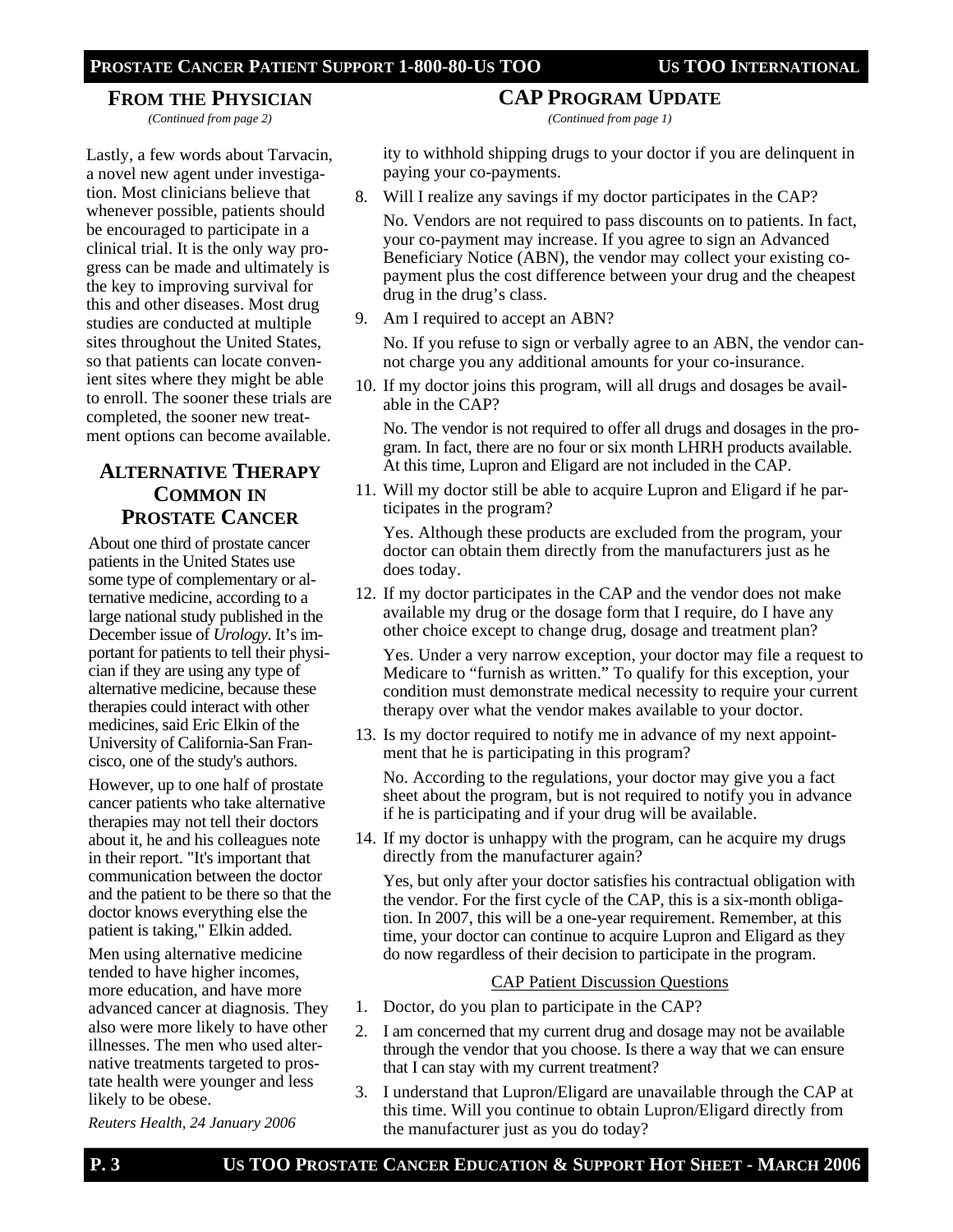## FROM THE PHYSICIAN

*(Continued from page 2)*

Lastly, a few words about Tarvacin, a novel new agent under investigation. Most clinicians believe that whenever possible, patients should be encouraged to participate in a clinical trial. It is the only way progress can be made and ultimately is the key to improving survival for this and other diseases. Most drug studies are conducted at multiple sites throughout the United States, so that patients can locate convenient sites where they might be able to enroll. The sooner these trials are completed, the sooner new treatment options can become available.

## ALTERNATIVE THERAPY COMMON IN PROSTATE CANCER

About one third of prostate cancer patients in the United States use some type of complementary or alternative medicine, according to a large national study published in the December issue of *Urology*. It's important for patients to tell their physician if they are using any type of alternative medicine, because these therapies could interact with other medicines, said Eric Elkin of the University of California-San Francisco, one of the study's authors.

However, up to one half of prostate cancer patients who take alternative therapies may not tell their doctors about it, he and his colleagues note in their report. "It's important that communication between the doctor and the patient to be there so that the doctor knows everything else the patient is taking," Elkin added.

Men using alternative medicine tended to have higher incomes, more education, and have more advanced cancer at diagnosis. They also were more likely to have other illnesses. The men who used alternative treatments targeted to prostate health were younger and less likely to be obese.

*Reuters Health, 24 January 2006*

## CAP PROGRAM UPDATE

*(Continued from page 1)*

ity to withhold shipping drugs to your doctor if you are delinquent in paying your co-payments.

8. Will I realize any savings if my doctor participates in the CAP?

   No. Vendors are not required to pass discounts on to patients. In fact, your co-payment may increase. If you agree to sign an Advanced Beneficiary Notice (ABN), the vendor may collect your existing co-payment plus the cost difference between your drug and the cheapest drug in the drug's class.

9. Am I required to accept an ABN?

   No. If you refuse to sign or verbally agree to an ABN, the vendor cannot charge you any additional amounts for your co-insurance.

10. If my doctor joins this program, will all drugs and dosages be available in the CAP?

    No. The vendor is not required to offer all drugs and dosages in the program. In fact, there are no four or six month LHRH products available. At this time, Lupron and Eligard are not included in the CAP.

11. Will my doctor still be able to acquire Lupron and Eligard if he participates in the program?

    Yes. Although these products are excluded from the program, your doctor can obtain them directly from the manufacturers just as he does today.

12. If my doctor participates in the CAP and the vendor does not make available my drug or the dosage form that I require, do I have any other choice except to change drug, dosage and treatment plan?

    Yes. Under a very narrow exception, your doctor may file a request to Medicare to "furnish as written." To qualify for this exception, your condition must demonstrate medical necessity to require your current therapy over what the vendor makes available to your doctor.

13. Is my doctor required to notify me in advance of my next appointment that he is participating in this program?

    No. According to the regulations, your doctor may give you a fact sheet about the program, but is not required to notify you in advance if he is participating and if your drug will be available.

14. If my doctor is unhappy with the program, can he acquire my drugs directly from the manufacturer again?

    Yes, but only after your doctor satisfies his contractual obligation with the vendor. For the first cycle of the CAP, this is a six-month obligation. In 2007, this will be a one-year requirement. Remember, at this time, your doctor can continue to acquire Lupron and Eligard as they do now regardless of their decision to participate in the program.

### CAP Patient Discussion Questions

1. Doctor, do you plan to participate in the CAP?
2. I am concerned that my current drug and dosage may not be available through the vendor that you choose. Is there a way that we can ensure that I can stay with my current treatment?
3. I understand that Lupron/Eligard are unavailable through the CAP at this time. Will you continue to obtain Lupron/Eligard directly from the manufacturer just as you do today?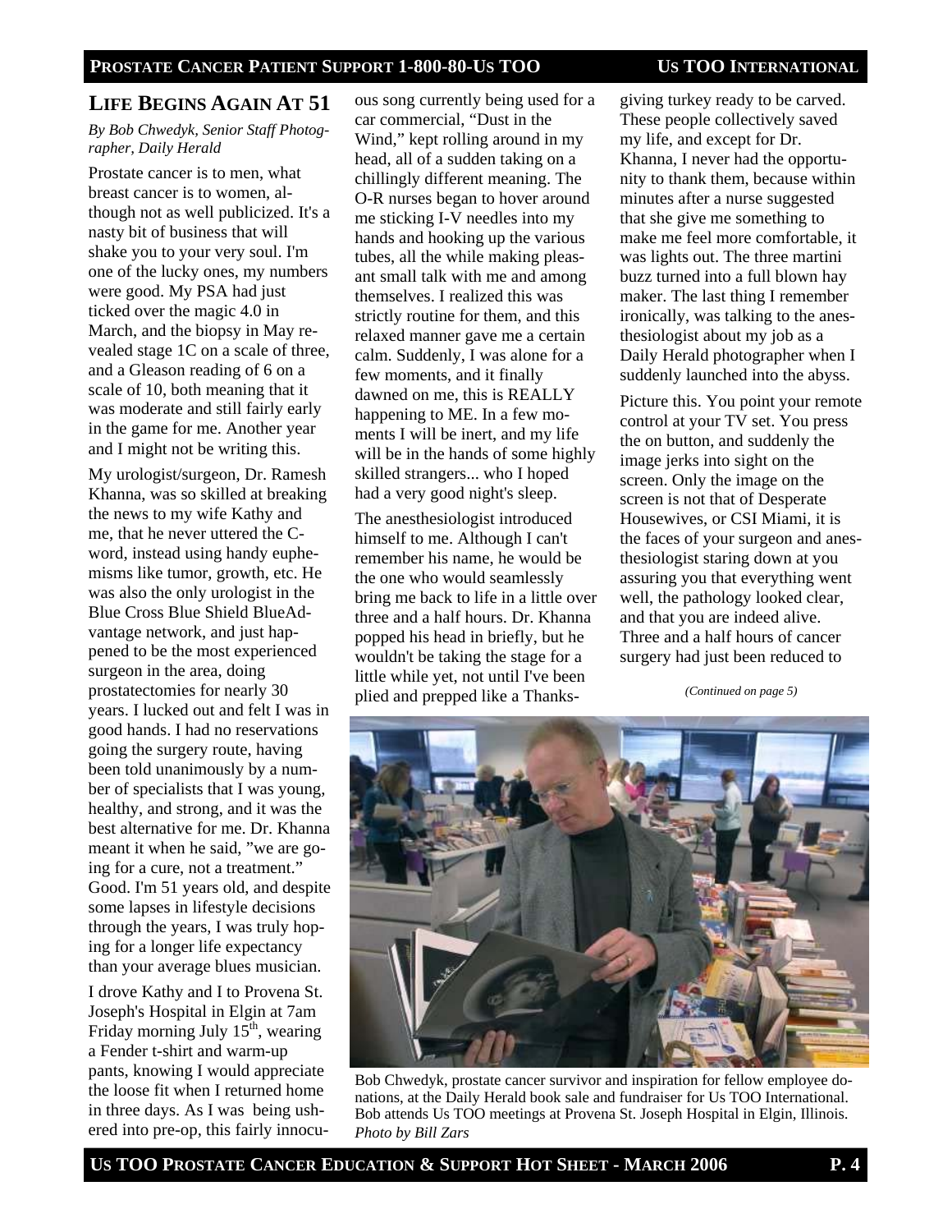## LIFE BEGINS AGAIN AT 51

*By Bob Chwedyk, Senior Staff Photographer, Daily Herald*

Prostate cancer is to men, what breast cancer is to women, although not as well publicized. It's a nasty bit of business that will shake you to your very soul. I'm one of the lucky ones, my numbers were good. My PSA had just ticked over the magic 4.0 in March, and the biopsy in May revealed stage 1C on a scale of three, and a Gleason reading of 6 on a scale of 10, both meaning that it was moderate and still fairly early in the game for me. Another year and I might not be writing this.

My urologist/surgeon, Dr. Ramesh Khanna, was so skilled at breaking the news to my wife Kathy and me, that he never uttered the C-word, instead using handy euphemisms like tumor, growth, etc. He was also the only urologist in the Blue Cross Blue Shield BlueAdvantage network, and just happened to be the most experienced surgeon in the area, doing prostatectomies for nearly 30 years. I lucked out and felt I was in good hands. I had no reservations going the surgery route, having been told unanimously by a number of specialists that I was young, healthy, and strong, and it was the best alternative for me. Dr. Khanna meant it when he said, "we are going for a cure, not a treatment." Good. I'm 51 years old, and despite some lapses in lifestyle decisions through the years, I was truly hoping for a longer life expectancy than your average blues musician.

I drove Kathy and I to Provena St. Joseph's Hospital in Elgin at 7am Friday morning July 15th, wearing a Fender t-shirt and warm-up pants, knowing I would appreciate the loose fit when I returned home in three days. As I was being ushered into pre-op, this fairly innocuous song currently being used for a car commercial, "Dust in the Wind," kept rolling around in my head, all of a sudden taking on a chillingly different meaning. The O-R nurses began to hover around me sticking I-V needles into my hands and hooking up the various tubes, all the while making pleasant small talk with me and among themselves. I realized this was strictly routine for them, and this relaxed manner gave me a certain calm. Suddenly, I was alone for a few moments, and it finally dawned on me, this is REALLY happening to ME. In a few moments I will be inert, and my life will be in the hands of some highly skilled strangers... who I hoped had a very good night's sleep.

The anesthesiologist introduced himself to me. Although I can't remember his name, he would be the one who would seamlessly bring me back to life in a little over three and a half hours. Dr. Khanna popped his head in briefly, but he wouldn't be taking the stage for a little while yet, not until I've been plied and prepped like a Thanksgiving turkey ready to be carved. These people collectively saved my life, and except for Dr. Khanna, I never had the opportunity to thank them, because within minutes after a nurse suggested that she give me something to make me feel more comfortable, it was lights out. The three martini buzz turned into a full blown hay maker. The last thing I remember ironically, was talking to the anesthesiologist about my job as a Daily Herald photographer when I suddenly launched into the abyss.

Picture this. You point your remote control at your TV set. You press the on button, and suddenly the image jerks into sight on the screen. Only the image on the screen is not that of Desperate Housewives, or CSI Miami, it is the faces of your surgeon and anesthesiologist staring down at you assuring you that everything went well, the pathology looked clear, and that you are indeed alive. Three and a half hours of cancer surgery had just been reduced to

*(Continued on page 5)*

Bob Chwedyk, prostate cancer survivor and inspiration for fellow employee donations, at the Daily Herald book sale and fundraiser for Us TOO International. Bob attends Us TOO meetings at Provena St. Joseph Hospital in Elgin, Illinois. *Photo by Bill Zars*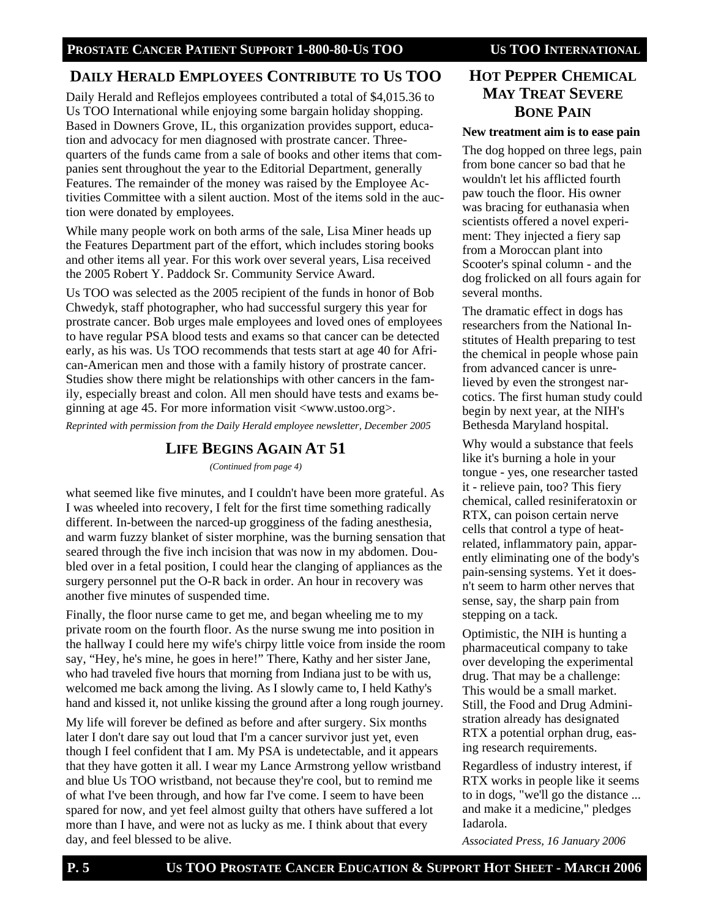## Daily Herald Employees Contribute to Us TOO

Daily Herald and Reflejos employees contributed a total of $4,015.36 to Us TOO International while enjoying some bargain holiday shopping. Based in Downers Grove, IL, this organization provides support, education and advocacy for men diagnosed with prostate cancer. Three-quarters of the funds came from a sale of books and other items that companies sent throughout the year to the Editorial Department, generally Features. The remainder of the money was raised by the Employee Activities Committee with a silent auction. Most of the items sold in the auction were donated by employees.

While many people work on both arms of the sale, Lisa Miner heads up the Features Department part of the effort, which includes storing books and other items all year. For this work over several years, Lisa received the 2005 Robert Y. Paddock Sr. Community Service Award.

Us TOO was selected as the 2005 recipient of the funds in honor of Bob Chwedyk, staff photographer, who had successful surgery this year for prostrate cancer. Bob urges male employees and loved ones of employees to have regular PSA blood tests and exams so that cancer can be detected early, as his was. Us TOO recommends that tests start at age 40 for African-American men and those with a family history of prostrate cancer. Studies show there might be relationships with other cancers in the family, especially breast and colon. All men should have tests and exams beginning at age 45. For more information visit <www.ustoo.org>.

*Reprinted with permission from the Daily Herald employee newsletter, December 2005*

## Life Begins Again At 51

*(Continued from page 4)*

what seemed like five minutes, and I couldn't have been more grateful. As I was wheeled into recovery, I felt for the first time something radically different. In-between the narced-up grogginess of the fading anesthesia, and warm fuzzy blanket of sister morphine, was the burning sensation that seared through the five inch incision that was now in my abdomen. Doubled over in a fetal position, I could hear the clanging of appliances as the surgery personnel put the O-R back in order. An hour in recovery was another five minutes of suspended time.

Finally, the floor nurse came to get me, and began wheeling me to my private room on the fourth floor. As the nurse swung me into position in the hallway I could here my wife's chirpy little voice from inside the room say, "Hey, he's mine, he goes in here!" There, Kathy and her sister Jane, who had traveled five hours that morning from Indiana just to be with us, welcomed me back among the living. As I slowly came to, I held Kathy's hand and kissed it, not unlike kissing the ground after a long rough journey.

My life will forever be defined as before and after surgery. Six months later I don't dare say out loud that I'm a cancer survivor just yet, even though I feel confident that I am. My PSA is undetectable, and it appears that they have gotten it all. I wear my Lance Armstrong yellow wristband and blue Us TOO wristband, not because they're cool, but to remind me of what I've been through, and how far I've come. I seem to have been spared for now, and yet feel almost guilty that others have suffered a lot more than I have, and were not as lucky as me. I think about that every day, and feel blessed to be alive.

## Hot Pepper Chemical May Treat Severe Bone Pain

**New treatment aim is to ease pain**

The dog hopped on three legs, pain from bone cancer so bad that he wouldn't let his afflicted fourth paw touch the floor. His owner was bracing for euthanasia when scientists offered a novel experiment: They injected a fiery sap from a Moroccan plant into Scooter's spinal column - and the dog frolicked on all fours again for several months.

The dramatic effect in dogs has researchers from the National Institutes of Health preparing to test the chemical in people whose pain from advanced cancer is unrelieved by even the strongest narcotics. The first human study could begin by next year, at the NIH's Bethesda Maryland hospital.

Why would a substance that feels like it's burning a hole in your tongue - yes, one researcher tasted it - relieve pain, too? This fiery chemical, called resiniferatoxin or RTX, can poison certain nerve cells that control a type of heat-related, inflammatory pain, apparently eliminating one of the body's pain-sensing systems. Yet it doesn't seem to harm other nerves that sense, say, the sharp pain from stepping on a tack.

Optimistic, the NIH is hunting a pharmaceutical company to take over developing the experimental drug. That may be a challenge: This would be a small market. Still, the Food and Drug Administration already has designated RTX a potential orphan drug, easing research requirements.

Regardless of industry interest, if RTX works in people like it seems to in dogs, "we'll go the distance ... and make it a medicine," pledges Iadarola.

*Associated Press, 16 January 2006*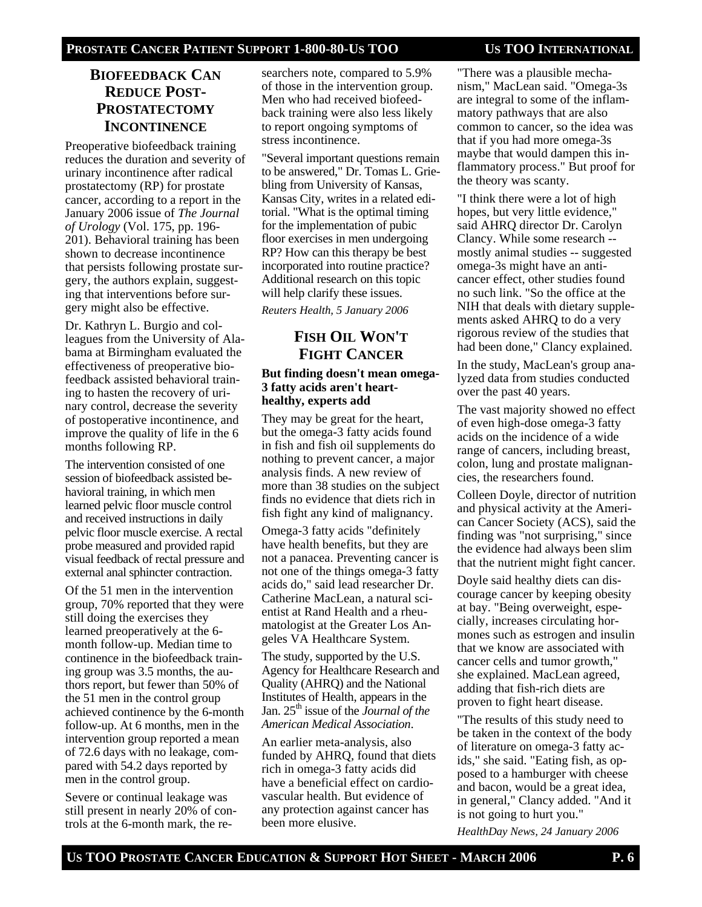## BIOFEEDBACK CAN REDUCE POST-PROSTATECTOMY INCONTINENCE

Preoperative biofeedback training reduces the duration and severity of urinary incontinence after radical prostatectomy (RP) for prostate cancer, according to a report in the January 2006 issue of *The Journal of Urology* (Vol. 175, pp. 196-201). Behavioral training has been shown to decrease incontinence that persists following prostate surgery, the authors explain, suggesting that interventions before surgery might also be effective.

Dr. Kathryn L. Burgio and colleagues from the University of Alabama at Birmingham evaluated the effectiveness of preoperative biofeedback assisted behavioral training to hasten the recovery of urinary control, decrease the severity of postoperative incontinence, and improve the quality of life in the 6 months following RP.

The intervention consisted of one session of biofeedback assisted behavioral training, in which men learned pelvic floor muscle control and received instructions in daily pelvic floor muscle exercise. A rectal probe measured and provided rapid visual feedback of rectal pressure and external anal sphincter contraction.

Of the 51 men in the intervention group, 70% reported that they were still doing the exercises they learned preoperatively at the 6-month follow-up. Median time to continence in the biofeedback training group was 3.5 months, the authors report, but fewer than 50% of the 51 men in the control group achieved continence by the 6-month follow-up. At 6 months, men in the intervention group reported a mean of 72.6 days with no leakage, compared with 54.2 days reported by men in the control group.

Severe or continual leakage was still present in nearly 20% of controls at the 6-month mark, the researchers note, compared to 5.9% of those in the intervention group. Men who had received biofeedback training were also less likely to report ongoing symptoms of stress incontinence.

"Several important questions remain to be answered," Dr. Tomas L. Griebling from University of Kansas, Kansas City, writes in a related editorial. "What is the optimal timing for the implementation of pubic floor exercises in men undergoing RP? How can this therapy be best incorporated into routine practice? Additional research on this topic will help clarify these issues.

*Reuters Health, 5 January 2006*

## FISH OIL WON'T FIGHT CANCER

**But finding doesn't mean omega-3 fatty acids aren't heart-healthy, experts add**

They may be great for the heart, but the omega-3 fatty acids found in fish and fish oil supplements do nothing to prevent cancer, a major analysis finds. A new review of more than 38 studies on the subject finds no evidence that diets rich in fish fight any kind of malignancy.

Omega-3 fatty acids "definitely have health benefits, but they are not a panacea. Preventing cancer is not one of the things omega-3 fatty acids do," said lead researcher Dr. Catherine MacLean, a natural scientist at Rand Health and a rheumatologist at the Greater Los Angeles VA Healthcare System.

The study, supported by the U.S. Agency for Healthcare Research and Quality (AHRQ) and the National Institutes of Health, appears in the Jan. 25th issue of the *Journal of the American Medical Association*.

An earlier meta-analysis, also funded by AHRQ, found that diets rich in omega-3 fatty acids did have a beneficial effect on cardiovascular health. But evidence of any protection against cancer has been more elusive.

"There was a plausible mechanism," MacLean said. "Omega-3s are integral to some of the inflammatory pathways that are also common to cancer, so the idea was that if you had more omega-3s maybe that would dampen this inflammatory process." But proof for the theory was scanty.

"I think there were a lot of high hopes, but very little evidence," said AHRQ director Dr. Carolyn Clancy. While some research -- mostly animal studies -- suggested omega-3s might have an anti-cancer effect, other studies found no such link. "So the office at the NIH that deals with dietary supplements asked AHRQ to do a very rigorous review of the studies that had been done," Clancy explained.

In the study, MacLean's group analyzed data from studies conducted over the past 40 years.

The vast majority showed no effect of even high-dose omega-3 fatty acids on the incidence of a wide range of cancers, including breast, colon, lung and prostate malignancies, the researchers found.

Colleen Doyle, director of nutrition and physical activity at the American Cancer Society (ACS), said the finding was "not surprising," since the evidence had always been slim that the nutrient might fight cancer.

Doyle said healthy diets can discourage cancer by keeping obesity at bay. "Being overweight, especially, increases circulating hormones such as estrogen and insulin that we know are associated with cancer cells and tumor growth," she explained. MacLean agreed, adding that fish-rich diets are proven to fight heart disease.

"The results of this study need to be taken in the context of the body of literature on omega-3 fatty acids," she said. "Eating fish, as opposed to a hamburger with cheese and bacon, would be a great idea, in general," Clancy added. "And it is not going to hurt you."

*HealthDay News, 24 January 2006*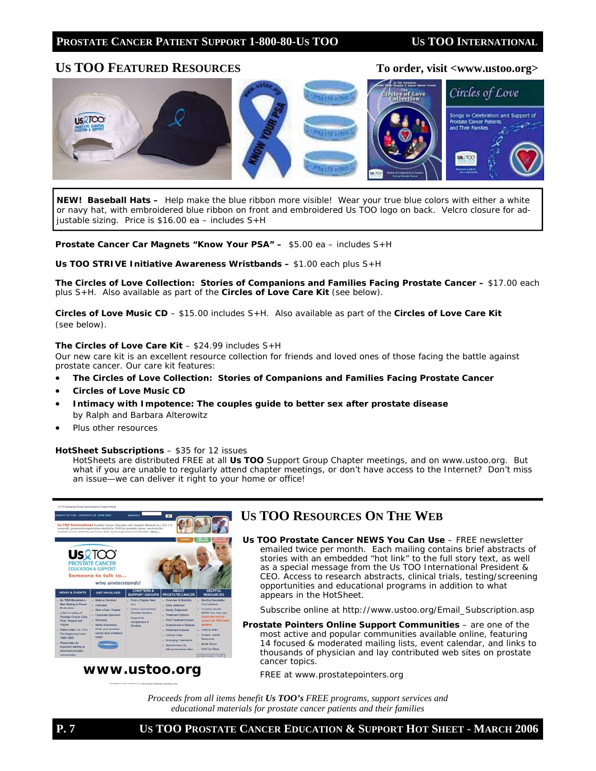## US TOO FEATURED RESOURCES

**To order, visit <www.ustoo.org>**

**NEW! Baseball Hats –** Help make the blue ribbon more visible! Wear your true blue colors with either a white or navy hat, with embroidered blue ribbon on front and embroidered Us TOO logo on back. Velcro closure for adjustable sizing. Price is $16.00 ea – includes S+H

**Prostate Cancer Car Magnets "Know Your PSA" –** $5.00 ea – includes S+H

**Us TOO STRIVE Initiative Awareness Wristbands –** $1.00 each plus S+H

**The Circles of Love Collection: Stories of Companions and Families Facing Prostate Cancer –** $17.00 each plus S+H. Also available as part of the **Circles of Love Care Kit** (see below).

**Circles of Love Music CD** – $15.00 includes S+H. Also available as part of the **Circles of Love Care Kit** (see below).

**The Circles of Love Care Kit** – $24.99 includes S+H

Our new care kit is an excellent resource collection for friends and loved ones of those facing the battle against prostate cancer. Our care kit features:

- **The Circles of Love Collection: Stories of Companions and Families Facing Prostate Cancer**
- **Circles of Love Music CD**
- **Intimacy with Impotence: The couples guide to better sex after prostate disease** by Ralph and Barbara Alterowitz
- Plus other resources

**HotSheet Subscriptions** – $35 for 12 issues

HotSheets are distributed FREE at all **Us TOO** Support Group Chapter meetings, and on www.ustoo.org. But what if you are unable to regularly attend chapter meetings, or don't have access to the Internet? Don't miss an issue—we can deliver it right to your home or office!

**www.ustoo.org**

## US TOO RESOURCES ON THE WEB

**Us TOO Prostate Cancer NEWS You Can Use** – FREE newsletter emailed twice per month. Each mailing contains brief abstracts of stories with an embedded "hot link" to the full story text, as well as a special message from the Us TOO International President & CEO. Access to research abstracts, clinical trials, testing/screening opportunities and educational programs in addition to what appears in the HotSheet.

Subscribe online at http://www.ustoo.org/Email_Subscription.asp

**Prostate Pointers Online Support Communities** – are one of the most active and popular communities available online, featuring 14 focused & moderated mailing lists, event calendar, and links to thousands of physician and lay contributed web sites on prostate cancer topics.

FREE at www.prostatepointers.org

*Proceeds from all items benefit **Us TOO's** FREE programs, support services and educational materials for prostate cancer patients and their families*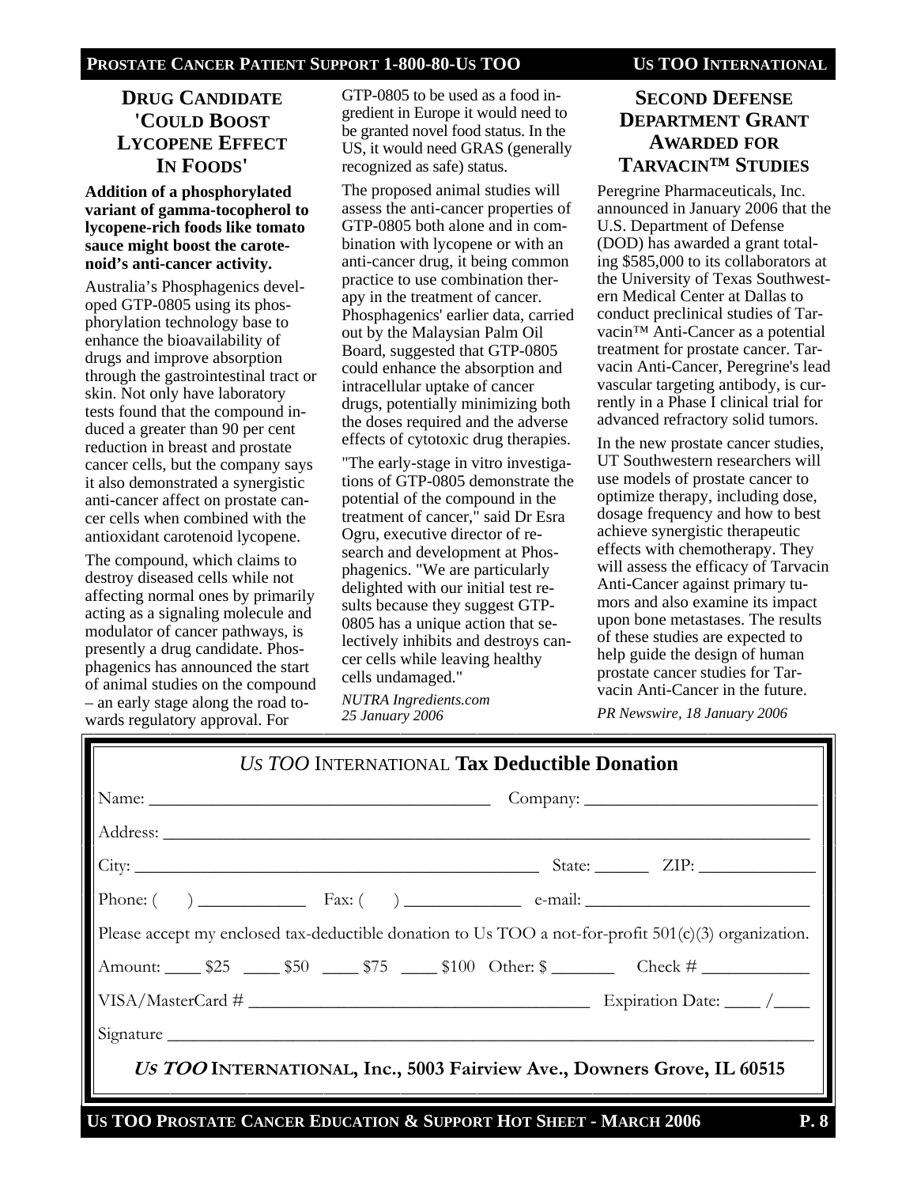## DRUG CANDIDATE 'COULD BOOST LYCOPENE EFFECT IN FOODS'

**Addition of a phosphorylated variant of gamma-tocopherol to lycopene-rich foods like tomato sauce might boost the carotenoid's anti-cancer activity.**

Australia's Phosphagenics developed GTP-0805 using its phosphorylation technology base to enhance the bioavailability of drugs and improve absorption through the gastrointestinal tract or skin. Not only have laboratory tests found that the compound induced a greater than 90 per cent reduction in breast and prostate cancer cells, but the company says it also demonstrated a synergistic anti-cancer affect on prostate cancer cells when combined with the antioxidant carotenoid lycopene.

The compound, which claims to destroy diseased cells while not affecting normal ones by primarily acting as a signaling molecule and modulator of cancer pathways, is presently a drug candidate. Phosphagenics has announced the start of animal studies on the compound – an early stage along the road towards regulatory approval. For GTP-0805 to be used as a food ingredient in Europe it would need to be granted novel food status. In the US, it would need GRAS (generally recognized as safe) status.

The proposed animal studies will assess the anti-cancer properties of GTP-0805 both alone and in combination with lycopene or with an anti-cancer drug, it being common practice to use combination therapy in the treatment of cancer. Phosphagenics' earlier data, carried out by the Malaysian Palm Oil Board, suggested that GTP-0805 could enhance the absorption and intracellular uptake of cancer drugs, potentially minimizing both the doses required and the adverse effects of cytotoxic drug therapies.

"The early-stage in vitro investigations of GTP-0805 demonstrate the potential of the compound in the treatment of cancer," said Dr Esra Ogru, executive director of research and development at Phosphagenics. "We are particularly delighted with our initial test results because they suggest GTP-0805 has a unique action that selectively inhibits and destroys cancer cells while leaving healthy cells undamaged."

*NUTRA Ingredients.com*
*25 January 2006*

## SECOND DEFENSE DEPARTMENT GRANT AWARDED FOR TARVACIN™ STUDIES

Peregrine Pharmaceuticals, Inc. announced in January 2006 that the U.S. Department of Defense (DOD) has awarded a grant totaling $585,000 to its collaborators at the University of Texas Southwestern Medical Center at Dallas to conduct preclinical studies of Tarvacin™ Anti-Cancer as a potential treatment for prostate cancer. Tarvacin Anti-Cancer, Peregrine's lead vascular targeting antibody, is currently in a Phase I clinical trial for advanced refractory solid tumors.

In the new prostate cancer studies, UT Southwestern researchers will use models of prostate cancer to optimize therapy, including dose, dosage frequency and how to best achieve synergistic therapeutic effects with chemotherapy. They will assess the efficacy of Tarvacin Anti-Cancer against primary tumors and also examine its impact upon bone metastases. The results of these studies are expected to help guide the design of human prostate cancer studies for Tarvacin Anti-Cancer in the future.

*PR Newswire, 18 January 2006*

---

### *US TOO* INTERNATIONAL **Tax Deductible Donation**

Name: ______________________________ Company: ______________________

Address: ____________________________________________________________

City: ______________________________________ State: ______ ZIP: ___________

Phone: ( ) ___________ Fax: ( ) ___________ e-mail: ______________________

Please accept my enclosed tax-deductible donation to Us TOO a not-for-profit 501(c)(3) organization.

Amount: ____ $25 ____ $50 ____ $75 ____ $100 Other: $ _______ Check # ___________

VISA/MasterCard # ________________________________ Expiration Date: ____ /____

Signature ___________________________________________________________

***US TOO* INTERNATIONAL, Inc., 5003 Fairview Ave., Downers Grove, IL 60515**